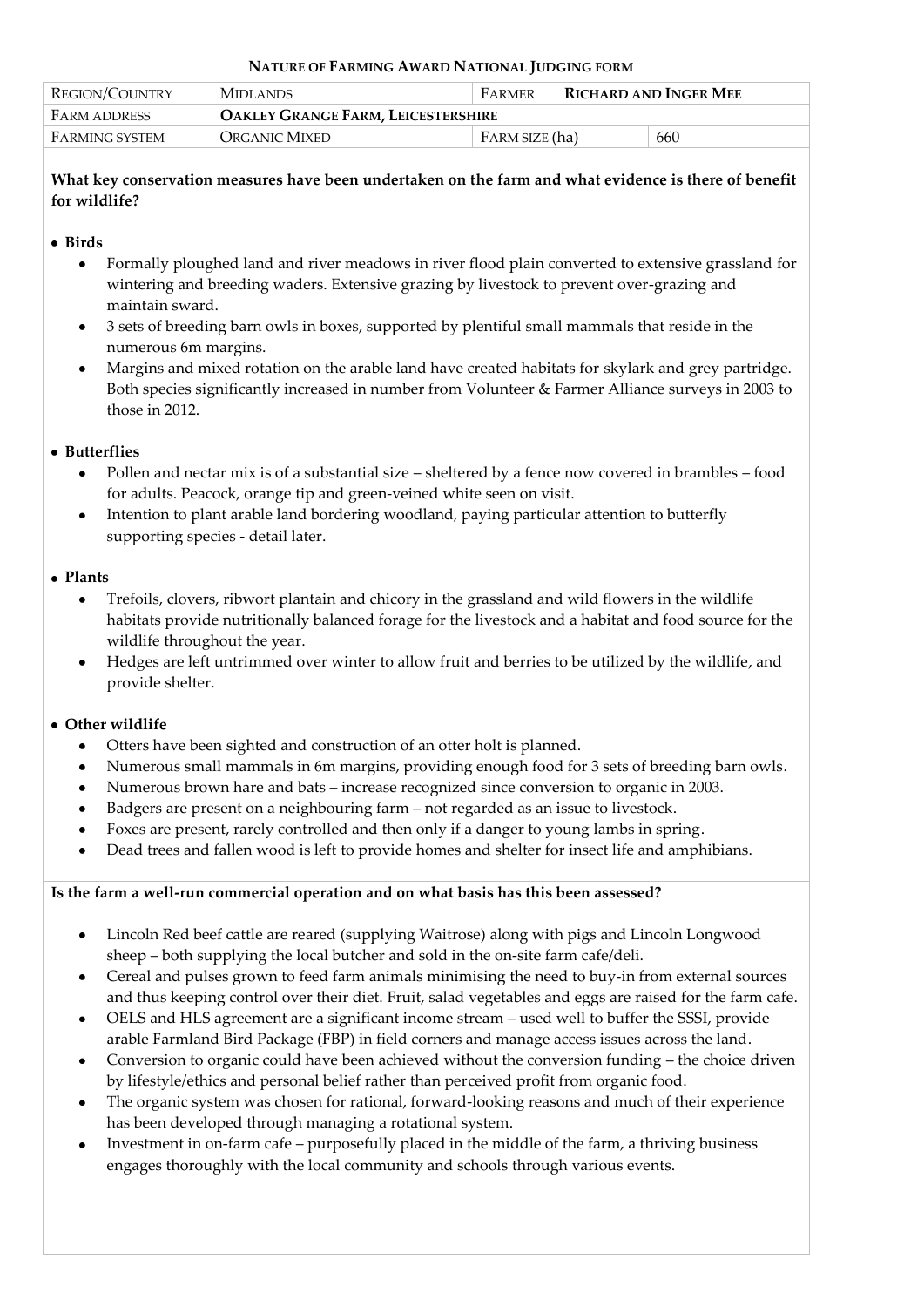# NATURE OF FARMING AWARD NATIONAL JUDGING FORM

| REGION/COUNTRY | MIDLANDS | FARMER | RICHARD AND INGER MEE |
| --- | --- | --- | --- |
| FARM ADDRESS | OAKLEY GRANGE FARM, LEICESTERSHIRE | | |
| FARMING SYSTEM | ORGANIC MIXED | FARM SIZE (ha) | 660 |

**What key conservation measures have been undertaken on the farm and what evidence is there of benefit for wildlife?**

- **Birds**
  - Formally ploughed land and river meadows in river flood plain converted to extensive grassland for wintering and breeding waders. Extensive grazing by livestock to prevent over-grazing and maintain sward.
  - 3 sets of breeding barn owls in boxes, supported by plentiful small mammals that reside in the numerous 6m margins.
  - Margins and mixed rotation on the arable land have created habitats for skylark and grey partridge. Both species significantly increased in number from Volunteer & Farmer Alliance surveys in 2003 to those in 2012.

- **Butterflies**
  - Pollen and nectar mix is of a substantial size – sheltered by a fence now covered in brambles – food for adults. Peacock, orange tip and green-veined white seen on visit.
  - Intention to plant arable land bordering woodland, paying particular attention to butterfly supporting species - detail later.

- **Plants**
  - Trefoils, clovers, ribwort plantain and chicory in the grassland and wild flowers in the wildlife habitats provide nutritionally balanced forage for the livestock and a habitat and food source for the wildlife throughout the year.
  - Hedges are left untrimmed over winter to allow fruit and berries to be utilized by the wildlife, and provide shelter.

- **Other wildlife**
  - Otters have been sighted and construction of an otter holt is planned.
  - Numerous small mammals in 6m margins, providing enough food for 3 sets of breeding barn owls.
  - Numerous brown hare and bats – increase recognized since conversion to organic in 2003.
  - Badgers are present on a neighbouring farm – not regarded as an issue to livestock.
  - Foxes are present, rarely controlled and then only if a danger to young lambs in spring.
  - Dead trees and fallen wood is left to provide homes and shelter for insect life and amphibians.

**Is the farm a well-run commercial operation and on what basis has this been assessed?**

- Lincoln Red beef cattle are reared (supplying Waitrose) along with pigs and Lincoln Longwood sheep – both supplying the local butcher and sold in the on-site farm cafe/deli.
- Cereal and pulses grown to feed farm animals minimising the need to buy-in from external sources and thus keeping control over their diet. Fruit, salad vegetables and eggs are raised for the farm cafe.
- OELS and HLS agreement are a significant income stream – used well to buffer the SSSI, provide arable Farmland Bird Package (FBP) in field corners and manage access issues across the land.
- Conversion to organic could have been achieved without the conversion funding – the choice driven by lifestyle/ethics and personal belief rather than perceived profit from organic food.
- The organic system was chosen for rational, forward-looking reasons and much of their experience has been developed through managing a rotational system.
- Investment in on-farm cafe – purposefully placed in the middle of the farm, a thriving business engages thoroughly with the local community and schools through various events.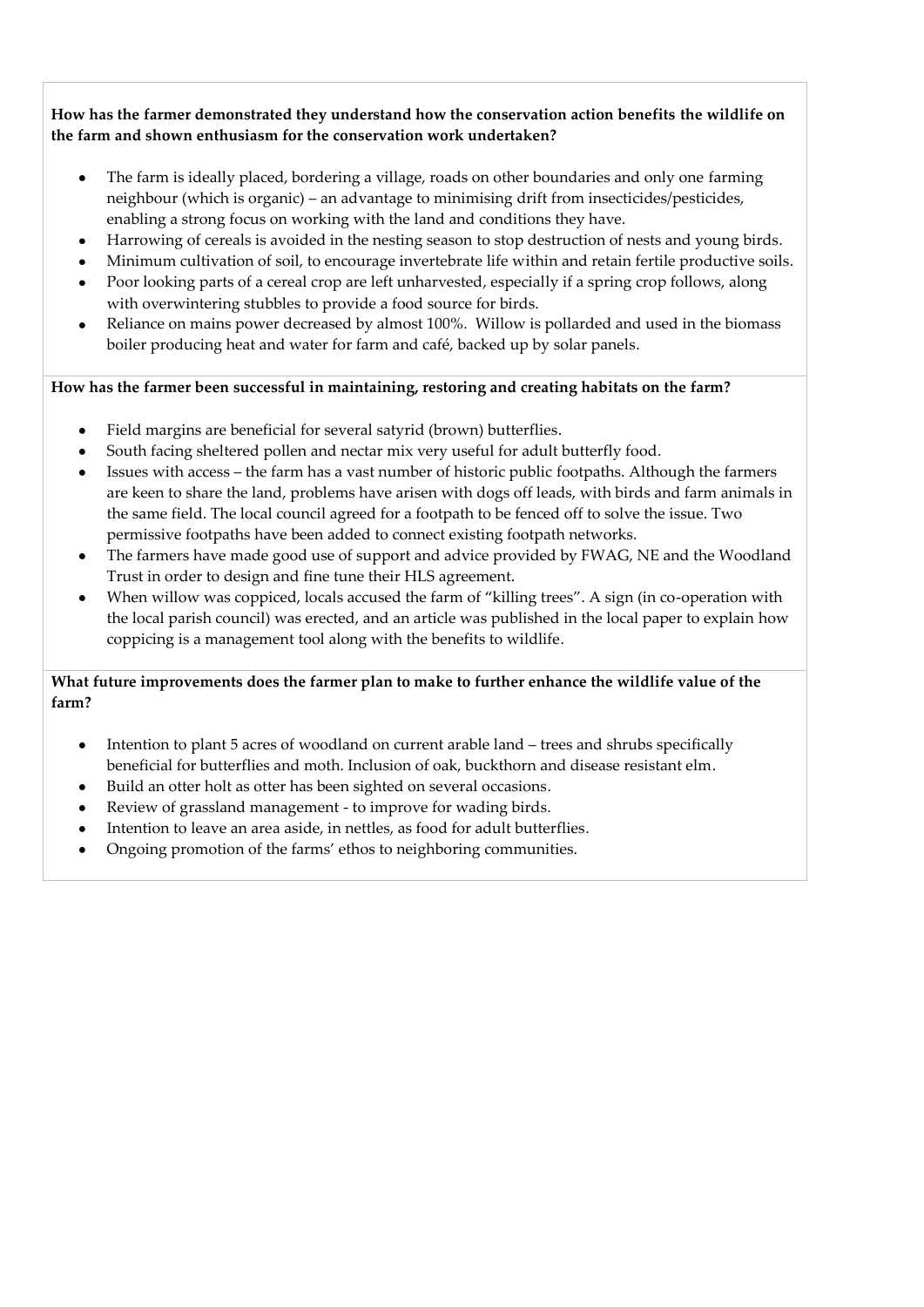**How has the farmer demonstrated they understand how the conservation action benefits the wildlife on the farm and shown enthusiasm for the conservation work undertaken?**

- The farm is ideally placed, bordering a village, roads on other boundaries and only one farming neighbour (which is organic) – an advantage to minimising drift from insecticides/pesticides, enabling a strong focus on working with the land and conditions they have.
- Harrowing of cereals is avoided in the nesting season to stop destruction of nests and young birds.
- Minimum cultivation of soil, to encourage invertebrate life within and retain fertile productive soils.
- Poor looking parts of a cereal crop are left unharvested, especially if a spring crop follows, along with overwintering stubbles to provide a food source for birds.
- Reliance on mains power decreased by almost 100%. Willow is pollarded and used in the biomass boiler producing heat and water for farm and café, backed up by solar panels.

**How has the farmer been successful in maintaining, restoring and creating habitats on the farm?**

- Field margins are beneficial for several satyrid (brown) butterflies.
- South facing sheltered pollen and nectar mix very useful for adult butterfly food.
- Issues with access – the farm has a vast number of historic public footpaths. Although the farmers are keen to share the land, problems have arisen with dogs off leads, with birds and farm animals in the same field. The local council agreed for a footpath to be fenced off to solve the issue. Two permissive footpaths have been added to connect existing footpath networks.
- The farmers have made good use of support and advice provided by FWAG, NE and the Woodland Trust in order to design and fine tune their HLS agreement.
- When willow was coppiced, locals accused the farm of "killing trees". A sign (in co-operation with the local parish council) was erected, and an article was published in the local paper to explain how coppicing is a management tool along with the benefits to wildlife.

**What future improvements does the farmer plan to make to further enhance the wildlife value of the farm?**

- Intention to plant 5 acres of woodland on current arable land – trees and shrubs specifically beneficial for butterflies and moth. Inclusion of oak, buckthorn and disease resistant elm.
- Build an otter holt as otter has been sighted on several occasions.
- Review of grassland management - to improve for wading birds.
- Intention to leave an area aside, in nettles, as food for adult butterflies.
- Ongoing promotion of the farms' ethos to neighboring communities.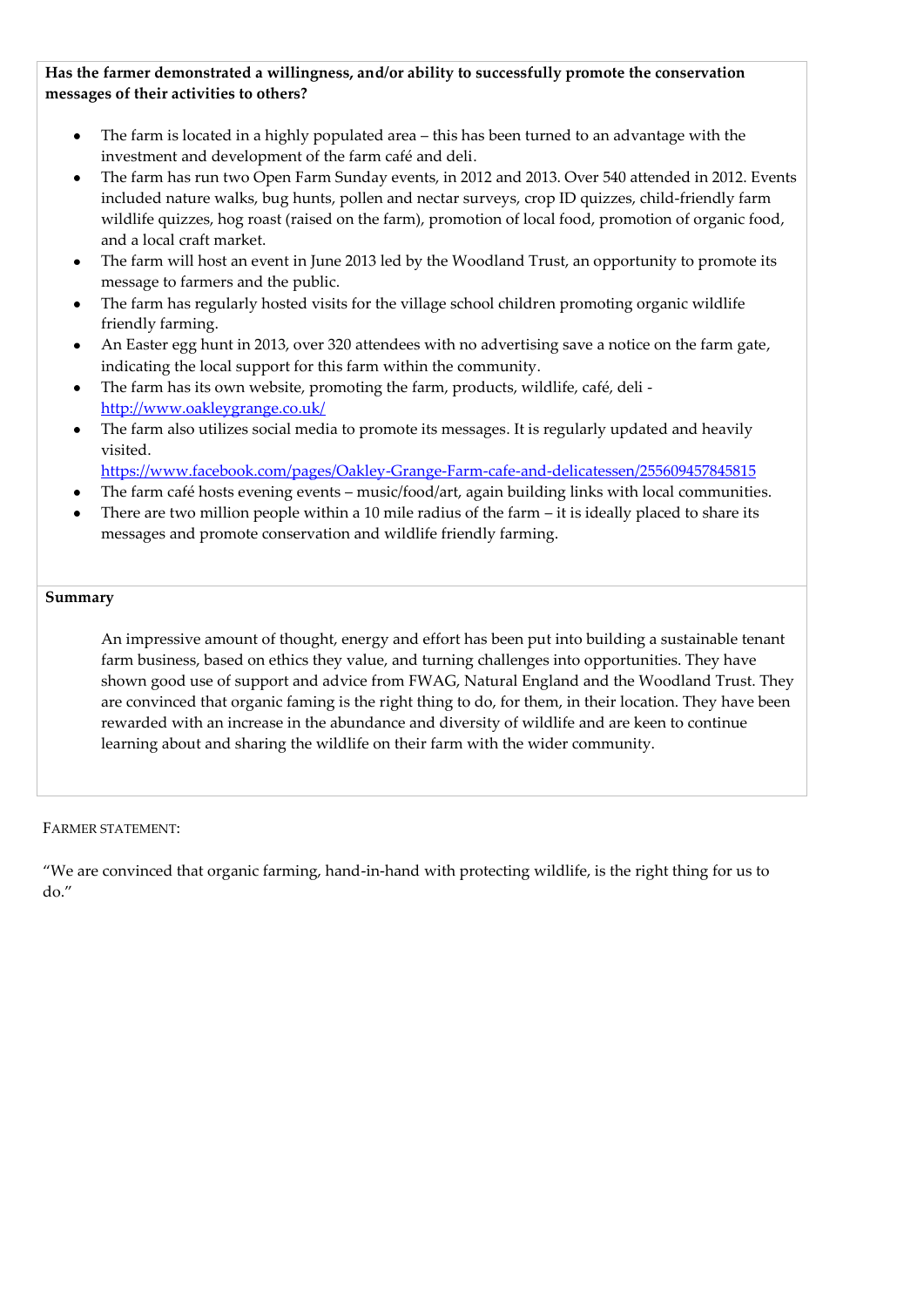**Has the farmer demonstrated a willingness, and/or ability to successfully promote the conservation messages of their activities to others?**

- The farm is located in a highly populated area – this has been turned to an advantage with the investment and development of the farm café and deli.
- The farm has run two Open Farm Sunday events, in 2012 and 2013. Over 540 attended in 2012. Events included nature walks, bug hunts, pollen and nectar surveys, crop ID quizzes, child-friendly farm wildlife quizzes, hog roast (raised on the farm), promotion of local food, promotion of organic food, and a local craft market.
- The farm will host an event in June 2013 led by the Woodland Trust, an opportunity to promote its message to farmers and the public.
- The farm has regularly hosted visits for the village school children promoting organic wildlife friendly farming.
- An Easter egg hunt in 2013, over 320 attendees with no advertising save a notice on the farm gate, indicating the local support for this farm within the community.
- The farm has its own website, promoting the farm, products, wildlife, café, deli - http://www.oakleygrange.co.uk/
- The farm also utilizes social media to promote its messages. It is regularly updated and heavily visited. https://www.facebook.com/pages/Oakley-Grange-Farm-cafe-and-delicatessen/255609457845815
- The farm café hosts evening events – music/food/art, again building links with local communities.
- There are two million people within a 10 mile radius of the farm – it is ideally placed to share its messages and promote conservation and wildlife friendly farming.

**Summary**

An impressive amount of thought, energy and effort has been put into building a sustainable tenant farm business, based on ethics they value, and turning challenges into opportunities. They have shown good use of support and advice from FWAG, Natural England and the Woodland Trust. They are convinced that organic faming is the right thing to do, for them, in their location. They have been rewarded with an increase in the abundance and diversity of wildlife and are keen to continue learning about and sharing the wildlife on their farm with the wider community.

FARMER STATEMENT:

"We are convinced that organic farming, hand-in-hand with protecting wildlife, is the right thing for us to do."